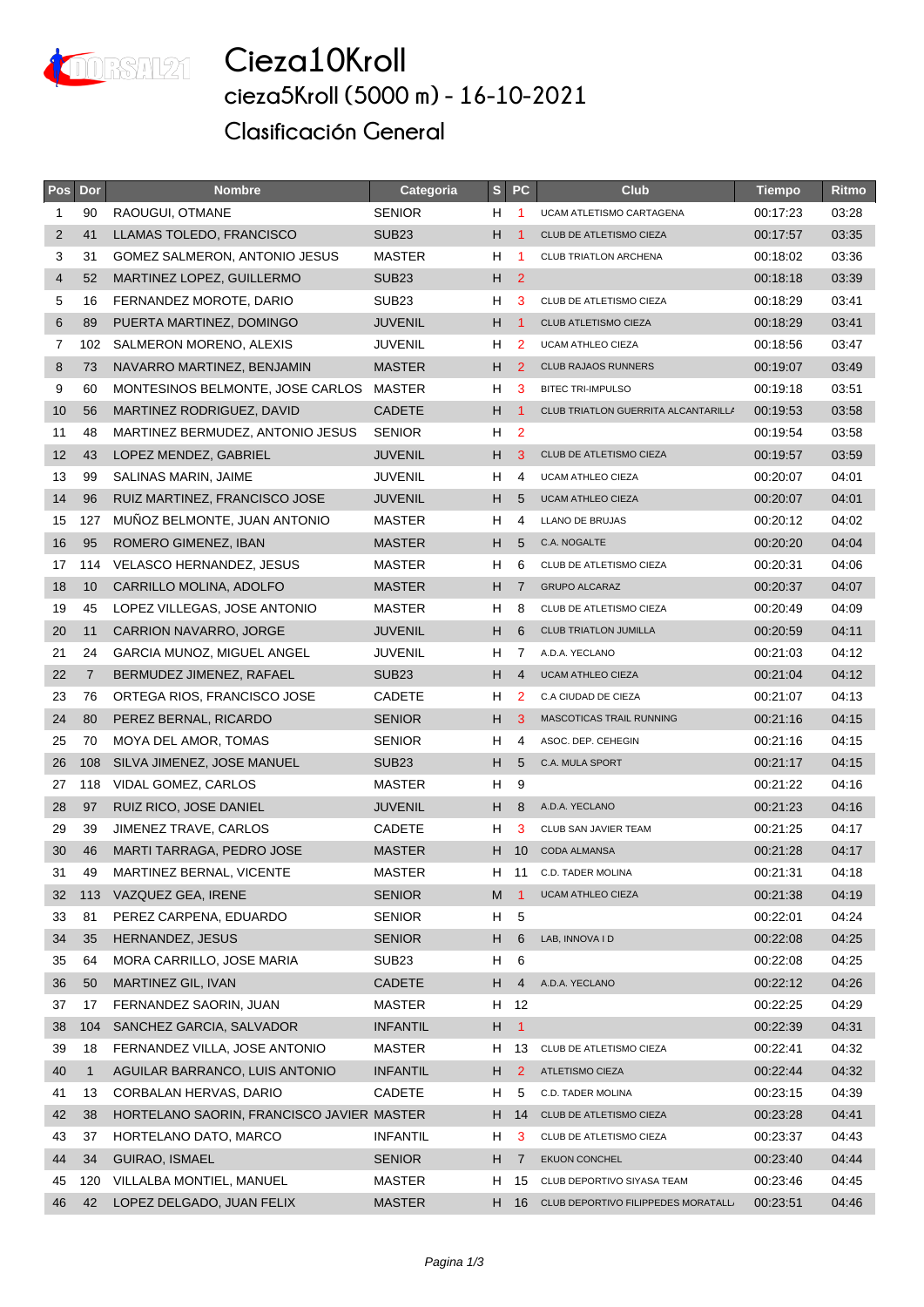# Cieza10Kroll

## cieza5Kroll (5000 m) - 16-10-2021

## Clasificación General

| Pos | Dor | Nombre | Categoria | S | PC | Club | Tiempo | Ritmo |
|---|---|---|---|---|---|---|---|---|
| 1 | 90 | RAOUGUI, OTMANE | SENIOR | H | 1 | UCAM ATLETISMO CARTAGENA | 00:17:23 | 03:28 |
| 2 | 41 | LLAMAS TOLEDO, FRANCISCO | SUB23 | H | 1 | CLUB DE ATLETISMO CIEZA | 00:17:57 | 03:35 |
| 3 | 31 | GOMEZ SALMERON, ANTONIO JESUS | MASTER | H | 1 | CLUB TRIATLON ARCHENA | 00:18:02 | 03:36 |
| 4 | 52 | MARTINEZ LOPEZ, GUILLERMO | SUB23 | H | 2 | | 00:18:18 | 03:39 |
| 5 | 16 | FERNANDEZ MOROTE, DARIO | SUB23 | H | 3 | CLUB DE ATLETISMO CIEZA | 00:18:29 | 03:41 |
| 6 | 89 | PUERTA MARTINEZ, DOMINGO | JUVENIL | H | 1 | CLUB ATLETISMO CIEZA | 00:18:29 | 03:41 |
| 7 | 102 | SALMERON MORENO, ALEXIS | JUVENIL | H | 2 | UCAM ATHLEO CIEZA | 00:18:56 | 03:47 |
| 8 | 73 | NAVARRO MARTINEZ, BENJAMIN | MASTER | H | 2 | CLUB RAJAOS RUNNERS | 00:19:07 | 03:49 |
| 9 | 60 | MONTESINOS BELMONTE, JOSE CARLOS | MASTER | H | 3 | BITEC TRI-IMPULSO | 00:19:18 | 03:51 |
| 10 | 56 | MARTINEZ RODRIGUEZ, DAVID | CADETE | H | 1 | CLUB TRIATLON GUERRITA ALCANTARILLA | 00:19:53 | 03:58 |
| 11 | 48 | MARTINEZ BERMUDEZ, ANTONIO JESUS | SENIOR | H | 2 | | 00:19:54 | 03:58 |
| 12 | 43 | LOPEZ MENDEZ, GABRIEL | JUVENIL | H | 3 | CLUB DE ATLETISMO CIEZA | 00:19:57 | 03:59 |
| 13 | 99 | SALINAS MARIN, JAIME | JUVENIL | H | 4 | UCAM ATHLEO CIEZA | 00:20:07 | 04:01 |
| 14 | 96 | RUIZ MARTINEZ, FRANCISCO JOSE | JUVENIL | H | 5 | UCAM ATHLEO CIEZA | 00:20:07 | 04:01 |
| 15 | 127 | MUÑOZ BELMONTE, JUAN ANTONIO | MASTER | H | 4 | LLANO DE BRUJAS | 00:20:12 | 04:02 |
| 16 | 95 | ROMERO GIMENEZ, IBAN | MASTER | H | 5 | C.A. NOGALTE | 00:20:20 | 04:04 |
| 17 | 114 | VELASCO HERNANDEZ, JESUS | MASTER | H | 6 | CLUB DE ATLETISMO CIEZA | 00:20:31 | 04:06 |
| 18 | 10 | CARRILLO MOLINA, ADOLFO | MASTER | H | 7 | GRUPO ALCARAZ | 00:20:37 | 04:07 |
| 19 | 45 | LOPEZ VILLEGAS, JOSE ANTONIO | MASTER | H | 8 | CLUB DE ATLETISMO CIEZA | 00:20:49 | 04:09 |
| 20 | 11 | CARRION NAVARRO, JORGE | JUVENIL | H | 6 | CLUB TRIATLON JUMILLA | 00:20:59 | 04:11 |
| 21 | 24 | GARCIA MUNOZ, MIGUEL ANGEL | JUVENIL | H | 7 | A.D.A. YECLANO | 00:21:03 | 04:12 |
| 22 | 7 | BERMUDEZ JIMENEZ, RAFAEL | SUB23 | H | 4 | UCAM ATHLEO CIEZA | 00:21:04 | 04:12 |
| 23 | 76 | ORTEGA RIOS, FRANCISCO JOSE | CADETE | H | 2 | C.A CIUDAD DE CIEZA | 00:21:07 | 04:13 |
| 24 | 80 | PEREZ BERNAL, RICARDO | SENIOR | H | 3 | MASCOTICAS TRAIL RUNNING | 00:21:16 | 04:15 |
| 25 | 70 | MOYA DEL AMOR, TOMAS | SENIOR | H | 4 | ASOC. DEP. CEHEGIN | 00:21:16 | 04:15 |
| 26 | 108 | SILVA JIMENEZ, JOSE MANUEL | SUB23 | H | 5 | C.A. MULA SPORT | 00:21:17 | 04:15 |
| 27 | 118 | VIDAL GOMEZ, CARLOS | MASTER | H | 9 | | 00:21:22 | 04:16 |
| 28 | 97 | RUIZ RICO, JOSE DANIEL | JUVENIL | H | 8 | A.D.A. YECLANO | 00:21:23 | 04:16 |
| 29 | 39 | JIMENEZ TRAVE, CARLOS | CADETE | H | 3 | CLUB SAN JAVIER TEAM | 00:21:25 | 04:17 |
| 30 | 46 | MARTI TARRAGA, PEDRO JOSE | MASTER | H | 10 | CODA ALMANSA | 00:21:28 | 04:17 |
| 31 | 49 | MARTINEZ BERNAL, VICENTE | MASTER | H | 11 | C.D. TADER MOLINA | 00:21:31 | 04:18 |
| 32 | 113 | VAZQUEZ GEA, IRENE | SENIOR | M | 1 | UCAM ATHLEO CIEZA | 00:21:38 | 04:19 |
| 33 | 81 | PEREZ CARPENA, EDUARDO | SENIOR | H | 5 | | 00:22:01 | 04:24 |
| 34 | 35 | HERNANDEZ, JESUS | SENIOR | H | 6 | LAB, INNOVA I D | 00:22:08 | 04:25 |
| 35 | 64 | MORA CARRILLO, JOSE MARIA | SUB23 | H | 6 | | 00:22:08 | 04:25 |
| 36 | 50 | MARTINEZ GIL, IVAN | CADETE | H | 4 | A.D.A. YECLANO | 00:22:12 | 04:26 |
| 37 | 17 | FERNANDEZ SAORIN, JUAN | MASTER | H | 12 | | 00:22:25 | 04:29 |
| 38 | 104 | SANCHEZ GARCIA, SALVADOR | INFANTIL | H | 1 | | 00:22:39 | 04:31 |
| 39 | 18 | FERNANDEZ VILLA, JOSE ANTONIO | MASTER | H | 13 | CLUB DE ATLETISMO CIEZA | 00:22:41 | 04:32 |
| 40 | 1 | AGUILAR BARRANCO, LUIS ANTONIO | INFANTIL | H | 2 | ATLETISMO CIEZA | 00:22:44 | 04:32 |
| 41 | 13 | CORBALAN HERVAS, DARIO | CADETE | H | 5 | C.D. TADER MOLINA | 00:23:15 | 04:39 |
| 42 | 38 | HORTELANO SAORIN, FRANCISCO JAVIER | MASTER | H | 14 | CLUB DE ATLETISMO CIEZA | 00:23:28 | 04:41 |
| 43 | 37 | HORTELANO DATO, MARCO | INFANTIL | H | 3 | CLUB DE ATLETISMO CIEZA | 00:23:37 | 04:43 |
| 44 | 34 | GUIRAO, ISMAEL | SENIOR | H | 7 | EKUON CONCHEL | 00:23:40 | 04:44 |
| 45 | 120 | VILLALBA MONTIEL, MANUEL | MASTER | H | 15 | CLUB DEPORTIVO SIYASA TEAM | 00:23:46 | 04:45 |
| 46 | 42 | LOPEZ DELGADO, JUAN FELIX | MASTER | H | 16 | CLUB DEPORTIVO FILIPPEDES MORATALLA | 00:23:51 | 04:46 |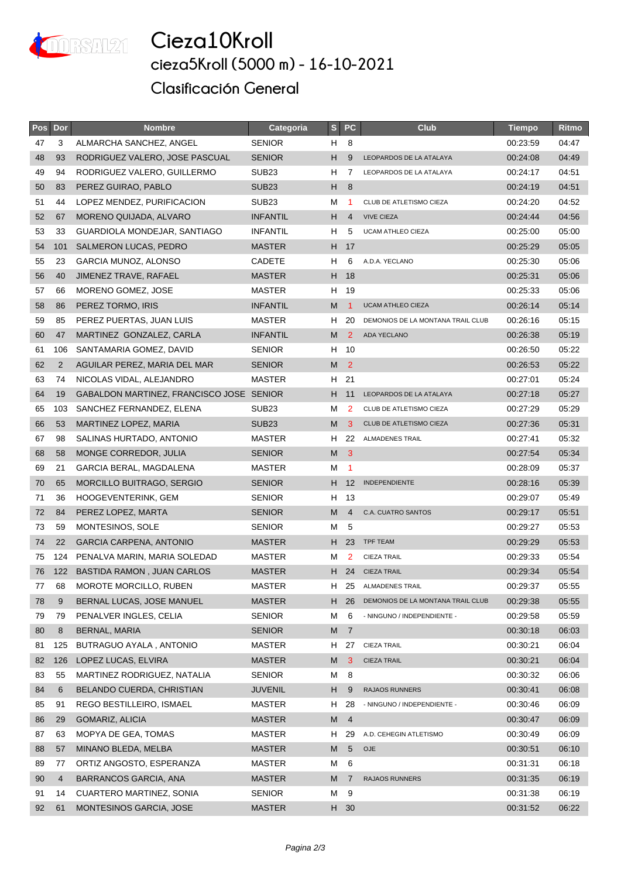# Cieza10Kroll

## cieza5Kroll (5000 m) - 16-10-2021

## Clasificación General

| Pos | Dor | Nombre | Categoria | S | PC | Club | Tiempo | Ritmo |
|---|---|---|---|---|---|---|---|---|
| 47 | 3 | ALMARCHA SANCHEZ, ANGEL | SENIOR | H | 8 | | 00:23:59 | 04:47 |
| 48 | 93 | RODRIGUEZ VALERO, JOSE PASCUAL | SENIOR | H | 9 | LEOPARDOS DE LA ATALAYA | 00:24:08 | 04:49 |
| 49 | 94 | RODRIGUEZ VALERO, GUILLERMO | SUB23 | H | 7 | LEOPARDOS DE LA ATALAYA | 00:24:17 | 04:51 |
| 50 | 83 | PEREZ GUIRAO, PABLO | SUB23 | H | 8 | | 00:24:19 | 04:51 |
| 51 | 44 | LOPEZ MENDEZ, PURIFICACION | SUB23 | M | 1 | CLUB DE ATLETISMO CIEZA | 00:24:20 | 04:52 |
| 52 | 67 | MORENO QUIJADA, ALVARO | INFANTIL | H | 4 | VIVE CIEZA | 00:24:44 | 04:56 |
| 53 | 33 | GUARDIOLA MONDEJAR, SANTIAGO | INFANTIL | H | 5 | UCAM ATHLEO CIEZA | 00:25:00 | 05:00 |
| 54 | 101 | SALMERON LUCAS, PEDRO | MASTER | H | 17 | | 00:25:29 | 05:05 |
| 55 | 23 | GARCIA MUNOZ, ALONSO | CADETE | H | 6 | A.D.A. YECLANO | 00:25:30 | 05:06 |
| 56 | 40 | JIMENEZ TRAVE, RAFAEL | MASTER | H | 18 | | 00:25:31 | 05:06 |
| 57 | 66 | MORENO GOMEZ, JOSE | MASTER | H | 19 | | 00:25:33 | 05:06 |
| 58 | 86 | PEREZ TORMO, IRIS | INFANTIL | M | 1 | UCAM ATHLEO CIEZA | 00:26:14 | 05:14 |
| 59 | 85 | PEREZ PUERTAS, JUAN LUIS | MASTER | H | 20 | DEMONIOS DE LA MONTANA TRAIL CLUB | 00:26:16 | 05:15 |
| 60 | 47 | MARTINEZ GONZALEZ, CARLA | INFANTIL | M | 2 | ADA YECLANO | 00:26:38 | 05:19 |
| 61 | 106 | SANTAMARIA GOMEZ, DAVID | SENIOR | H | 10 | | 00:26:50 | 05:22 |
| 62 | 2 | AGUILAR PEREZ, MARIA DEL MAR | SENIOR | M | 2 | | 00:26:53 | 05:22 |
| 63 | 74 | NICOLAS VIDAL, ALEJANDRO | MASTER | H | 21 | | 00:27:01 | 05:24 |
| 64 | 19 | GABALDON MARTINEZ, FRANCISCO JOSE | SENIOR | H | 11 | LEOPARDOS DE LA ATALAYA | 00:27:18 | 05:27 |
| 65 | 103 | SANCHEZ FERNANDEZ, ELENA | SUB23 | M | 2 | CLUB DE ATLETISMO CIEZA | 00:27:29 | 05:29 |
| 66 | 53 | MARTINEZ LOPEZ, MARIA | SUB23 | M | 3 | CLUB DE ATLETISMO CIEZA | 00:27:36 | 05:31 |
| 67 | 98 | SALINAS HURTADO, ANTONIO | MASTER | H | 22 | ALMADENES TRAIL | 00:27:41 | 05:32 |
| 68 | 58 | MONGE CORREDOR, JULIA | SENIOR | M | 3 | | 00:27:54 | 05:34 |
| 69 | 21 | GARCIA BERAL, MAGDALENA | MASTER | M | 1 | | 00:28:09 | 05:37 |
| 70 | 65 | MORCILLO BUITRAGO, SERGIO | SENIOR | H | 12 | INDEPENDIENTE | 00:28:16 | 05:39 |
| 71 | 36 | HOOGEVENTERINK, GEM | SENIOR | H | 13 | | 00:29:07 | 05:49 |
| 72 | 84 | PEREZ LOPEZ, MARTA | SENIOR | M | 4 | C.A. CUATRO SANTOS | 00:29:17 | 05:51 |
| 73 | 59 | MONTESINOS, SOLE | SENIOR | M | 5 | | 00:29:27 | 05:53 |
| 74 | 22 | GARCIA CARPENA, ANTONIO | MASTER | H | 23 | TPF TEAM | 00:29:29 | 05:53 |
| 75 | 124 | PENALVA MARIN, MARIA SOLEDAD | MASTER | M | 2 | CIEZA TRAIL | 00:29:33 | 05:54 |
| 76 | 122 | BASTIDA RAMON , JUAN CARLOS | MASTER | H | 24 | CIEZA TRAIL | 00:29:34 | 05:54 |
| 77 | 68 | MOROTE MORCILLO, RUBEN | MASTER | H | 25 | ALMADENES TRAIL | 00:29:37 | 05:55 |
| 78 | 9 | BERNAL LUCAS, JOSE MANUEL | MASTER | H | 26 | DEMONIOS DE LA MONTANA TRAIL CLUB | 00:29:38 | 05:55 |
| 79 | 79 | PENALVER INGLES, CELIA | SENIOR | M | 6 | - NINGUNO / INDEPENDIENTE - | 00:29:58 | 05:59 |
| 80 | 8 | BERNAL, MARIA | SENIOR | M | 7 | | 00:30:18 | 06:03 |
| 81 | 125 | BUTRAGUO AYALA , ANTONIO | MASTER | H | 27 | CIEZA TRAIL | 00:30:21 | 06:04 |
| 82 | 126 | LOPEZ LUCAS, ELVIRA | MASTER | M | 3 | CIEZA TRAIL | 00:30:21 | 06:04 |
| 83 | 55 | MARTINEZ RODRIGUEZ, NATALIA | SENIOR | M | 8 | | 00:30:32 | 06:06 |
| 84 | 6 | BELANDO CUERDA, CHRISTIAN | JUVENIL | H | 9 | RAJAOS RUNNERS | 00:30:41 | 06:08 |
| 85 | 91 | REGO BESTILLEIRO, ISMAEL | MASTER | H | 28 | - NINGUNO / INDEPENDIENTE - | 00:30:46 | 06:09 |
| 86 | 29 | GOMARIZ, ALICIA | MASTER | M | 4 | | 00:30:47 | 06:09 |
| 87 | 63 | MOPYA DE GEA, TOMAS | MASTER | H | 29 | A.D. CEHEGIN ATLETISMO | 00:30:49 | 06:09 |
| 88 | 57 | MINANO BLEDA, MELBA | MASTER | M | 5 | OJE | 00:30:51 | 06:10 |
| 89 | 77 | ORTIZ ANGOSTO, ESPERANZA | MASTER | M | 6 | | 00:31:31 | 06:18 |
| 90 | 4 | BARRANCOS GARCIA, ANA | MASTER | M | 7 | RAJAOS RUNNERS | 00:31:35 | 06:19 |
| 91 | 14 | CUARTERO MARTINEZ, SONIA | SENIOR | M | 9 | | 00:31:38 | 06:19 |
| 92 | 61 | MONTESINOS GARCIA, JOSE | MASTER | H | 30 | | 00:31:52 | 06:22 |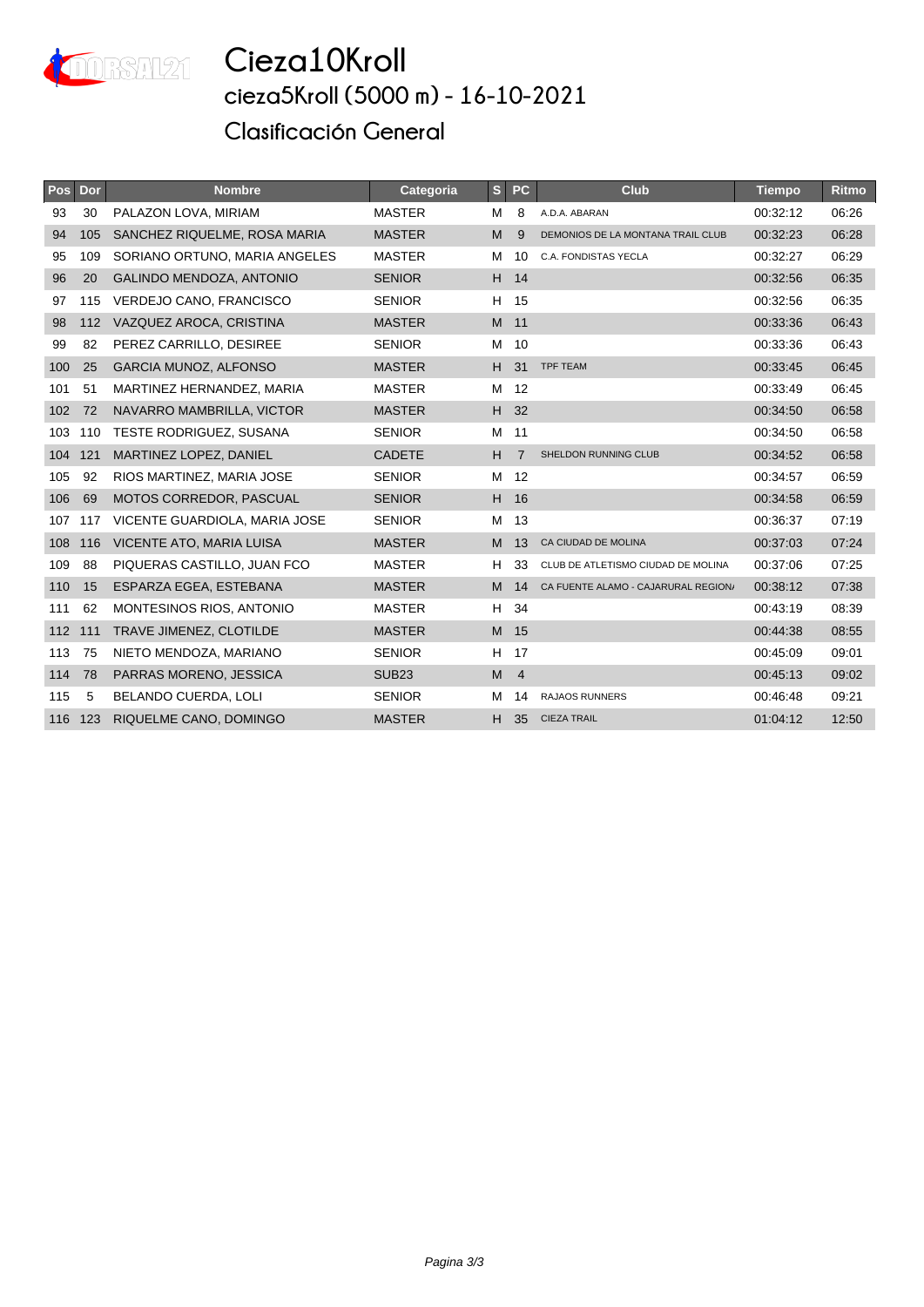# Cieza10Kroll

## cieza5Kroll (5000 m) - 16-10-2021

## Clasificación General

| Pos | Dor | Nombre | Categoria | S | PC | Club | Tiempo | Ritmo |
|---|---|---|---|---|---|---|---|---|
| 93 | 30 | PALAZON LOVA, MIRIAM | MASTER | M | 8 | A.D.A. ABARAN | 00:32:12 | 06:26 |
| 94 | 105 | SANCHEZ RIQUELME, ROSA MARIA | MASTER | M | 9 | DEMONIOS DE LA MONTANA TRAIL CLUB | 00:32:23 | 06:28 |
| 95 | 109 | SORIANO ORTUNO, MARIA ANGELES | MASTER | M | 10 | C.A. FONDISTAS YECLA | 00:32:27 | 06:29 |
| 96 | 20 | GALINDO MENDOZA, ANTONIO | SENIOR | H | 14 | | 00:32:56 | 06:35 |
| 97 | 115 | VERDEJO CANO, FRANCISCO | SENIOR | H | 15 | | 00:32:56 | 06:35 |
| 98 | 112 | VAZQUEZ AROCA, CRISTINA | MASTER | M | 11 | | 00:33:36 | 06:43 |
| 99 | 82 | PEREZ CARRILLO, DESIREE | SENIOR | M | 10 | | 00:33:36 | 06:43 |
| 100 | 25 | GARCIA MUNOZ, ALFONSO | MASTER | H | 31 | TPF TEAM | 00:33:45 | 06:45 |
| 101 | 51 | MARTINEZ HERNANDEZ, MARIA | MASTER | M | 12 | | 00:33:49 | 06:45 |
| 102 | 72 | NAVARRO MAMBRILLA, VICTOR | MASTER | H | 32 | | 00:34:50 | 06:58 |
| 103 | 110 | TESTE RODRIGUEZ, SUSANA | SENIOR | M | 11 | | 00:34:50 | 06:58 |
| 104 | 121 | MARTINEZ LOPEZ, DANIEL | CADETE | H | 7 | SHELDON RUNNING CLUB | 00:34:52 | 06:58 |
| 105 | 92 | RIOS MARTINEZ, MARIA JOSE | SENIOR | M | 12 | | 00:34:57 | 06:59 |
| 106 | 69 | MOTOS CORREDOR, PASCUAL | SENIOR | H | 16 | | 00:34:58 | 06:59 |
| 107 | 117 | VICENTE GUARDIOLA, MARIA JOSE | SENIOR | M | 13 | | 00:36:37 | 07:19 |
| 108 | 116 | VICENTE ATO, MARIA LUISA | MASTER | M | 13 | CA CIUDAD DE MOLINA | 00:37:03 | 07:24 |
| 109 | 88 | PIQUERAS CASTILLO, JUAN FCO | MASTER | H | 33 | CLUB DE ATLETISMO CIUDAD DE MOLINA | 00:37:06 | 07:25 |
| 110 | 15 | ESPARZA EGEA, ESTEBANA | MASTER | M | 14 | CA FUENTE ALAMO - CAJARURAL REGION/ | 00:38:12 | 07:38 |
| 111 | 62 | MONTESINOS RIOS, ANTONIO | MASTER | H | 34 | | 00:43:19 | 08:39 |
| 112 | 111 | TRAVE JIMENEZ, CLOTILDE | MASTER | M | 15 | | 00:44:38 | 08:55 |
| 113 | 75 | NIETO MENDOZA, MARIANO | SENIOR | H | 17 | | 00:45:09 | 09:01 |
| 114 | 78 | PARRAS MORENO, JESSICA | SUB23 | M | 4 | | 00:45:13 | 09:02 |
| 115 | 5 | BELANDO CUERDA, LOLI | SENIOR | M | 14 | RAJAOS RUNNERS | 00:46:48 | 09:21 |
| 116 | 123 | RIQUELME CANO, DOMINGO | MASTER | H | 35 | CIEZA TRAIL | 01:04:12 | 12:50 |